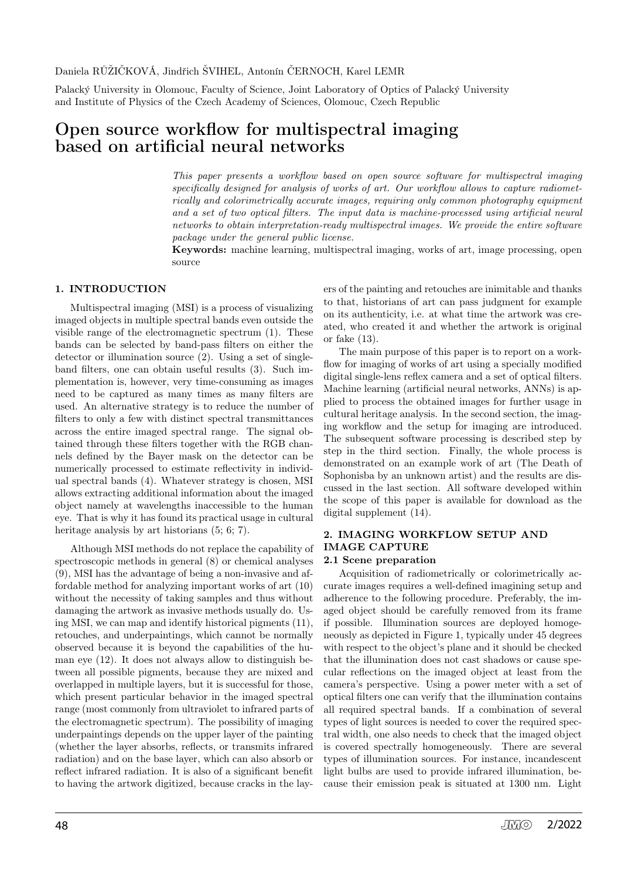Daniela RŮŽIČKOVÁ, Jindřich ŠVIHEL, Antonín ČERNOCH, Karel LEMR

Palacký University in Olomouc, Faculty of Science, Joint Laboratory of Optics of Palacký University and Institute of Physics of the Czech Academy of Sciences, Olomouc, Czech Republic

# Open source workflow for multispectral imaging based on artificial neural networks

*This paper presents a workflow based on open source software for multispectral imaging specifically designed for analysis of works of art. Our workflow allows to capture radiometrically and colorimetrically accurate images, requiring only common photography equipment and a set of two optical filters. The input data is machine-processed using artificial neural networks to obtain interpretation-ready multispectral images. We provide the entire software package under the general public license.*

**Keywords:** machine learning, multispectral imaging, works of art, image processing, open source

## 1. INTRODUCTION

Multispectral imaging (MSI) is a process of visualizing imaged objects in multiple spectral bands even outside the visible range of the electromagnetic spectrum (1). These bands can be selected by band-pass filters on either the detector or illumination source (2). Using a set of single-band filters, one can obtain useful results (3). Such implementation is, however, very time-consuming as images need to be captured as many times as many filters are used. An alternative strategy is to reduce the number of filters to only a few with distinct spectral transmittances across the entire imaged spectral range. The signal obtained through these filters together with the RGB channels defined by the Bayer mask on the detector can be numerically processed to estimate reflectivity in individual spectral bands (4). Whatever strategy is chosen, MSI allows extracting additional information about the imaged object namely at wavelengths inaccessible to the human eye. That is why it has found its practical usage in cultural heritage analysis by art historians (5; 6; 7).

Although MSI methods do not replace the capability of spectroscopic methods in general (8) or chemical analyses (9), MSI has the advantage of being a non-invasive and affordable method for analyzing important works of art (10) without the necessity of taking samples and thus without damaging the artwork as invasive methods usually do. Using MSI, we can map and identify historical pigments (11), retouches, and underpaintings, which cannot be normally observed because it is beyond the capabilities of the human eye (12). It does not always allow to distinguish between all possible pigments, because they are mixed and overlapped in multiple layers, but it is successful for those, which present particular behavior in the imaged spectral range (most commonly from ultraviolet to infrared parts of the electromagnetic spectrum). The possibility of imaging underpaintings depends on the upper layer of the painting (whether the layer absorbs, reflects, or transmits infrared radiation) and on the base layer, which can also absorb or reflect infrared radiation. It is also of a significant benefit to having the artwork digitized, because cracks in the layers of the painting and retouches are inimitable and thanks to that, historians of art can pass judgment for example on its authenticity, i.e. at what time the artwork was created, who created it and whether the artwork is original or fake (13).

The main purpose of this paper is to report on a workflow for imaging of works of art using a specially modified digital single-lens reflex camera and a set of optical filters. Machine learning (artificial neural networks, ANNs) is applied to process the obtained images for further usage in cultural heritage analysis. In the second section, the imaging workflow and the setup for imaging are introduced. The subsequent software processing is described step by step in the third section. Finally, the whole process is demonstrated on an example work of art (The Death of Sophonisba by an unknown artist) and the results are discussed in the last section. All software developed within the scope of this paper is available for download as the digital supplement (14).

## 2. IMAGING WORKFLOW SETUP AND IMAGE CAPTURE

### 2.1 Scene preparation

Acquisition of radiometrically or colorimetrically accurate images requires a well-defined imagining setup and adherence to the following procedure. Preferably, the imaged object should be carefully removed from its frame if possible. Illumination sources are deployed homogeneously as depicted in Figure 1, typically under 45 degrees with respect to the object's plane and it should be checked that the illumination does not cast shadows or cause specular reflections on the imaged object at least from the camera's perspective. Using a power meter with a set of optical filters one can verify that the illumination contains all required spectral bands. If a combination of several types of light sources is needed to cover the required spectral width, one also needs to check that the imaged object is covered spectrally homogeneously. There are several types of illumination sources. For instance, incandescent light bulbs are used to provide infrared illumination, because their emission peak is situated at 1300 nm. Light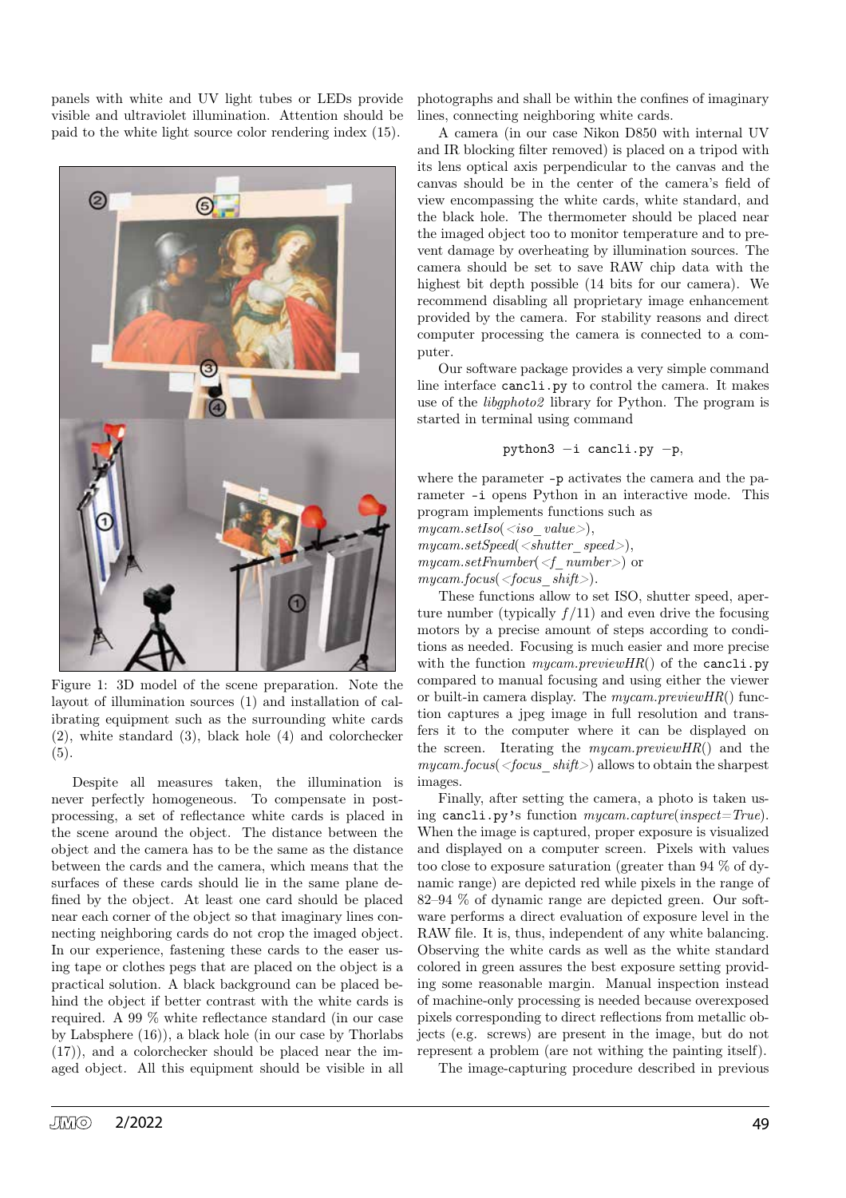panels with white and UV light tubes or LEDs provide visible and ultraviolet illumination. Attention should be paid to the white light source color rendering index (15).

Figure 1: 3D model of the scene preparation. Note the layout of illumination sources (1) and installation of calibrating equipment such as the surrounding white cards (2), white standard (3), black hole (4) and colorchecker (5).

Despite all measures taken, the illumination is never perfectly homogeneous. To compensate in post-processing, a set of reflectance white cards is placed in the scene around the object. The distance between the object and the camera has to be the same as the distance between the cards and the camera, which means that the surfaces of these cards should lie in the same plane defined by the object. At least one card should be placed near each corner of the object so that imaginary lines connecting neighboring cards do not crop the imaged object. In our experience, fastening these cards to the easer using tape or clothes pegs that are placed on the object is a practical solution. A black background can be placed behind the object if better contrast with the white cards is required. A 99 % white reflectance standard (in our case by Labsphere (16)), a black hole (in our case by Thorlabs (17)), and a colorchecker should be placed near the imaged object. All this equipment should be visible in all photographs and shall be within the confines of imaginary lines, connecting neighboring white cards.

A camera (in our case Nikon D850 with internal UV and IR blocking filter removed) is placed on a tripod with its lens optical axis perpendicular to the canvas and the canvas should be in the center of the camera's field of view encompassing the white cards, white standard, and the black hole. The thermometer should be placed near the imaged object too to monitor temperature and to prevent damage by overheating by illumination sources. The camera should be set to save RAW chip data with the highest bit depth possible (14 bits for our camera). We recommend disabling all proprietary image enhancement provided by the camera. For stability reasons and direct computer processing the camera is connected to a computer.

Our software package provides a very simple command line interface `cancli.py` to control the camera. It makes use of the *libgphoto2* library for Python. The program is started in terminal using command

```
python3 −i cancli.py −p,
```

where the parameter `-p` activates the camera and the parameter `-i` opens Python in an interactive mode. This program implements functions such as
*mycam.setIso*(<*iso_value*>),
*mycam.setSpeed*(<*shutter_speed*>),
*mycam.setFnumber*(<*f_number*>) or
*mycam.focus*(<*focus_shift*>).

These functions allow to set ISO, shutter speed, aperture number (typically $f/11$) and even drive the focusing motors by a precise amount of steps according to conditions as needed. Focusing is much easier and more precise with the function *mycam.previewHR*() of the `cancli.py` compared to manual focusing and using either the viewer or built-in camera display. The *mycam.previewHR*() function captures a jpeg image in full resolution and transfers it to the computer where it can be displayed on the screen. Iterating the *mycam.previewHR*() and the *mycam.focus*(<*focus_shift*>) allows to obtain the sharpest images.

Finally, after setting the camera, a photo is taken using `cancli.py`'s function *mycam.capture*(*inspect=True*). When the image is captured, proper exposure is visualized and displayed on a computer screen. Pixels with values too close to exposure saturation (greater than 94 % of dynamic range) are depicted red while pixels in the range of 82–94 % of dynamic range are depicted green. Our software performs a direct evaluation of exposure level in the RAW file. It is, thus, independent of any white balancing. Observing the white cards as well as the white standard colored in green assures the best exposure setting providing some reasonable margin. Manual inspection instead of machine-only processing is needed because overexposed pixels corresponding to direct reflections from metallic objects (e.g. screws) are present in the image, but do not represent a problem (are not withing the painting itself).

The image-capturing procedure described in previous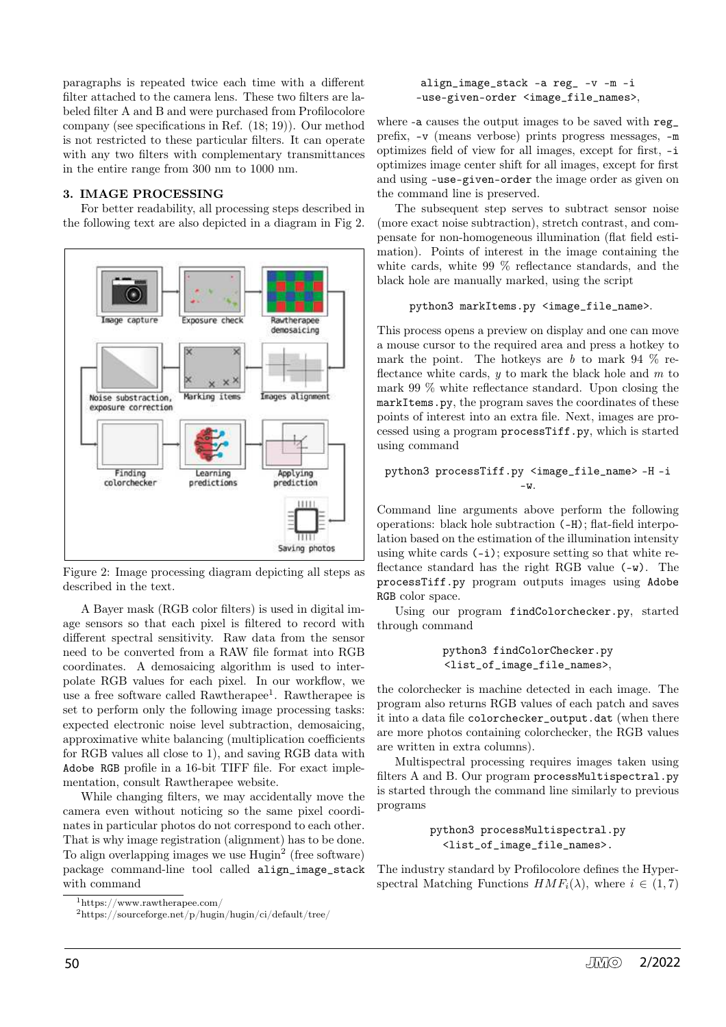paragraphs is repeated twice each time with a different filter attached to the camera lens. These two filters are labeled filter A and B and were purchased from Profilocolore company (see specifications in Ref. (18; 19)). Our method is not restricted to these particular filters. It can operate with any two filters with complementary transmittances in the entire range from 300 nm to 1000 nm.

### 3. IMAGE PROCESSING

For better readability, all processing steps described in the following text are also depicted in a diagram in Fig 2.

Figure 2: Image processing diagram depicting all steps as described in the text.

A Bayer mask (RGB color filters) is used in digital image sensors so that each pixel is filtered to record with different spectral sensitivity. Raw data from the sensor need to be converted from a RAW file format into RGB coordinates. A demosaicing algorithm is used to interpolate RGB values for each pixel. In our workflow, we use a free software called Rawtherapee[1]. Rawtherapee is set to perform only the following image processing tasks: expected electronic noise level subtraction, demosaicing, approximative white balancing (multiplication coefficients for RGB values all close to 1), and saving RGB data with `Adobe RGB` profile in a 16-bit TIFF file. For exact implementation, consult Rawtherapee website.

While changing filters, we may accidentally move the camera even without noticing so the same pixel coordinates in particular photos do not correspond to each other. That is why image registration (alignment) has to be done. To align overlapping images we use Hugin[2] (free software) package command-line tool called `align_image_stack` with command

```
align_image_stack -a reg_ -v -m -i
-use-given-order <image_file_names>,
```

where `-a` causes the output images to be saved with `reg_` prefix, `-v` (means verbose) prints progress messages, `-m` optimizes field of view for all images, except for first, `-i` optimizes image center shift for all images, except for first and using `-use-given-order` the image order as given on the command line is preserved.

The subsequent step serves to subtract sensor noise (more exact noise subtraction), stretch contrast, and compensate for non-homogeneous illumination (flat field estimation). Points of interest in the image containing the white cards, white 99 % reflectance standards, and the black hole are manually marked, using the script

```
python3 markItems.py <image_file_name>.
```

This process opens a preview on display and one can move a mouse cursor to the required area and press a hotkey to mark the point. The hotkeys are *b* to mark 94 % reflectance white cards, *y* to mark the black hole and *m* to mark 99 % white reflectance standard. Upon closing the `markItems.py`, the program saves the coordinates of these points of interest into an extra file. Next, images are processed using a program `processTiff.py`, which is started using command

```
python3 processTiff.py <image_file_name> -H -i
-w.
```

Command line arguments above perform the following operations: black hole subtraction (`-H`); flat-field interpolation based on the estimation of the illumination intensity using white cards (`-i`); exposure setting so that white reflectance standard has the right RGB value (`-w`). The `processTiff.py` program outputs images using `Adobe RGB` color space.

Using our program `findColorchecker.py`, started through command

```
python3 findColorChecker.py
<list_of_image_file_names>,
```

the colorchecker is machine detected in each image. The program also returns RGB values of each patch and saves it into a data file `colorchecker_output.dat` (when there are more photos containing colorchecker, the RGB values are written in extra columns).

Multispectral processing requires images taken using filters A and B. Our program `processMultispectral.py` is started through the command line similarly to previous programs

```
python3 processMultispectral.py
<list_of_image_file_names>.
```

The industry standard by Profilocolore defines the Hyperspectral Matching Functions $HMF_i(\lambda)$, where $i \in (1, 7)$

---

[1] https://www.rawtherapee.com/

[2] https://sourceforge.net/p/hugin/hugin/ci/default/tree/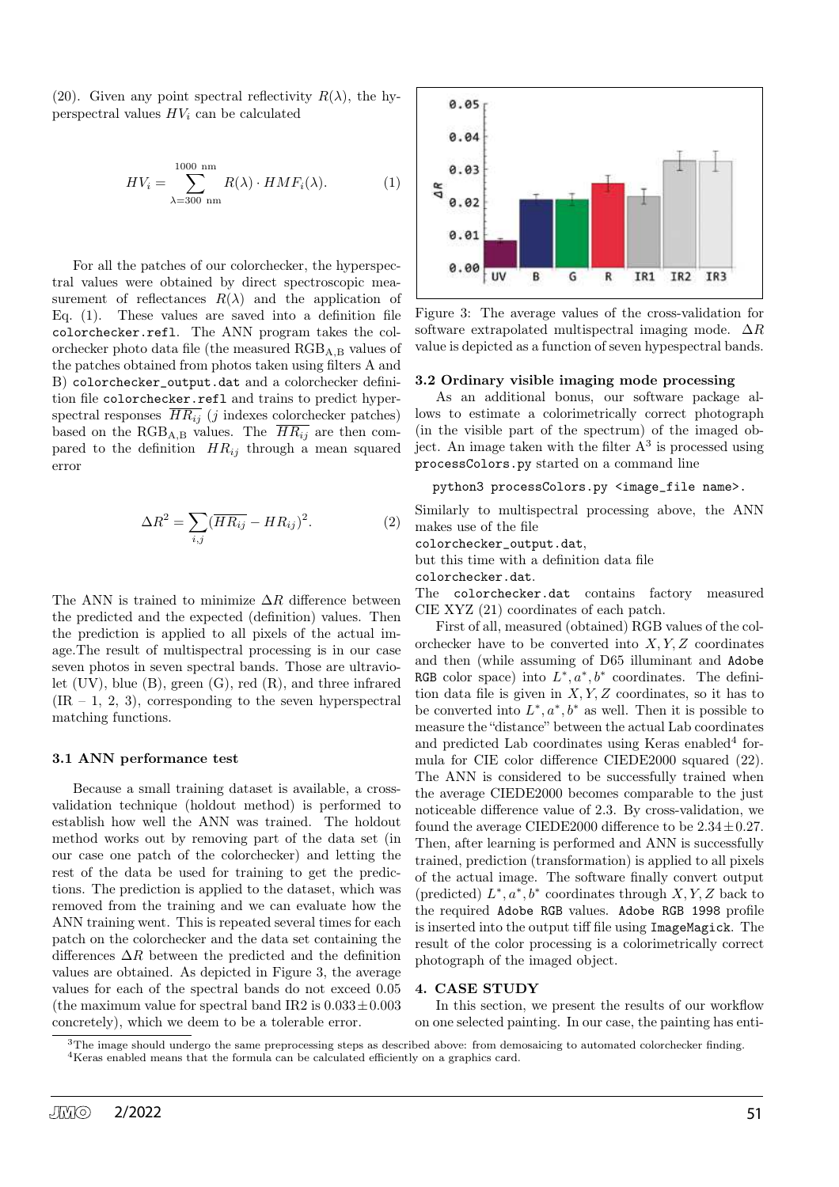(20). Given any point spectral reflectivity $R(\lambda)$, the hyperspectral values $HV_i$ can be calculated

$$HV_i = \sum_{\lambda=300 \text{ nm}}^{1000 \text{ nm}} R(\lambda) \cdot HMF_i(\lambda). \tag{1}$$

For all the patches of our colorchecker, the hyperspectral values were obtained by direct spectroscopic measurement of reflectances $R(\lambda)$ and the application of Eq. (1). These values are saved into a definition file `colorchecker.refl`. The ANN program takes the colorchecker photo data file (the measured $\text{RGB}_{\text{A,B}}$ values of the patches obtained from photos taken using filters A and B) `colorchecker_output.dat` and a colorchecker definition file `colorchecker.refl` and trains to predict hyperspectral responses $\overline{HR_{ij}}$ ($j$ indexes colorchecker patches) based on the $\text{RGB}_{\text{A,B}}$ values. The $\overline{HR_{ij}}$ are then compared to the definition $HR_{ij}$ through a mean squared error

$$\Delta R^2 = \sum_{i,j} (\overline{HR_{ij}} - HR_{ij})^2. \tag{2}$$

The ANN is trained to minimize $\Delta R$ difference between the predicted and the expected (definition) values. Then the prediction is applied to all pixels of the actual image.The result of multispectral processing is in our case seven photos in seven spectral bands. Those are ultraviolet (UV), blue (B), green (G), red (R), and three infrared (IR – 1, 2, 3), corresponding to the seven hyperspectral matching functions.

### 3.1 ANN performance test

Because a small training dataset is available, a cross-validation technique (holdout method) is performed to establish how well the ANN was trained. The holdout method works out by removing part of the data set (in our case one patch of the colorchecker) and letting the rest of the data be used for training to get the predictions. The prediction is applied to the dataset, which was removed from the training and we can evaluate how the ANN training went. This is repeated several times for each patch on the colorchecker and the data set containing the differences $\Delta R$ between the predicted and the definition values are obtained. As depicted in Figure 3, the average values for each of the spectral bands do not exceed 0.05 (the maximum value for spectral band IR2 is $0.033 \pm 0.003$ concretely), which we deem to be a tolerable error.

Figure 3: The average values of the cross-validation for software extrapolated multispectral imaging mode. $\Delta R$ value is depicted as a function of seven hypespectral bands.

### 3.2 Ordinary visible imaging mode processing

As an additional bonus, our software package allows to estimate a colorimetrically correct photograph (in the visible part of the spectrum) of the imaged object. An image taken with the filter A[3] is processed using `processColors.py` started on a command line

```
python3 processColors.py <image_file name>.
```

Similarly to multispectral processing above, the ANN makes use of the file
`colorchecker_output.dat`,
but this time with a definition data file
`colorchecker.dat`.
The `colorchecker.dat` contains factory measured CIE XYZ (21) coordinates of each patch.

First of all, measured (obtained) RGB values of the colorchecker have to be converted into $X, Y, Z$ coordinates and then (while assuming of D65 illuminant and `Adobe RGB` color space) into $L^*, a^*, b^*$ coordinates. The definition data file is given in $X, Y, Z$ coordinates, so it has to be converted into $L^*, a^*, b^*$ as well. Then it is possible to measure the "distance" between the actual Lab coordinates and predicted Lab coordinates using Keras enabled[4] formula for CIE color difference CIEDE2000 squared (22). The ANN is considered to be successfully trained when the average CIEDE2000 becomes comparable to the just noticeable difference value of 2.3. By cross-validation, we found the average CIEDE2000 difference to be $2.34 \pm 0.27$. Then, after learning is performed and ANN is successfully trained, prediction (transformation) is applied to all pixels of the actual image. The software finally convert output (predicted) $L^*, a^*, b^*$ coordinates through $X, Y, Z$ back to the required `Adobe RGB` values. `Adobe RGB 1998` profile is inserted into the output tiff file using `ImageMagick`. The result of the color processing is a colorimetrically correct photograph of the imaged object.

## 4. CASE STUDY

In this section, we present the results of our workflow on one selected painting. In our case, the painting has enti-

[3] The image should undergo the same preprocessing steps as described above: from demosaicing to automated colorchecker finding.

[4] Keras enabled means that the formula can be calculated efficiently on a graphics card.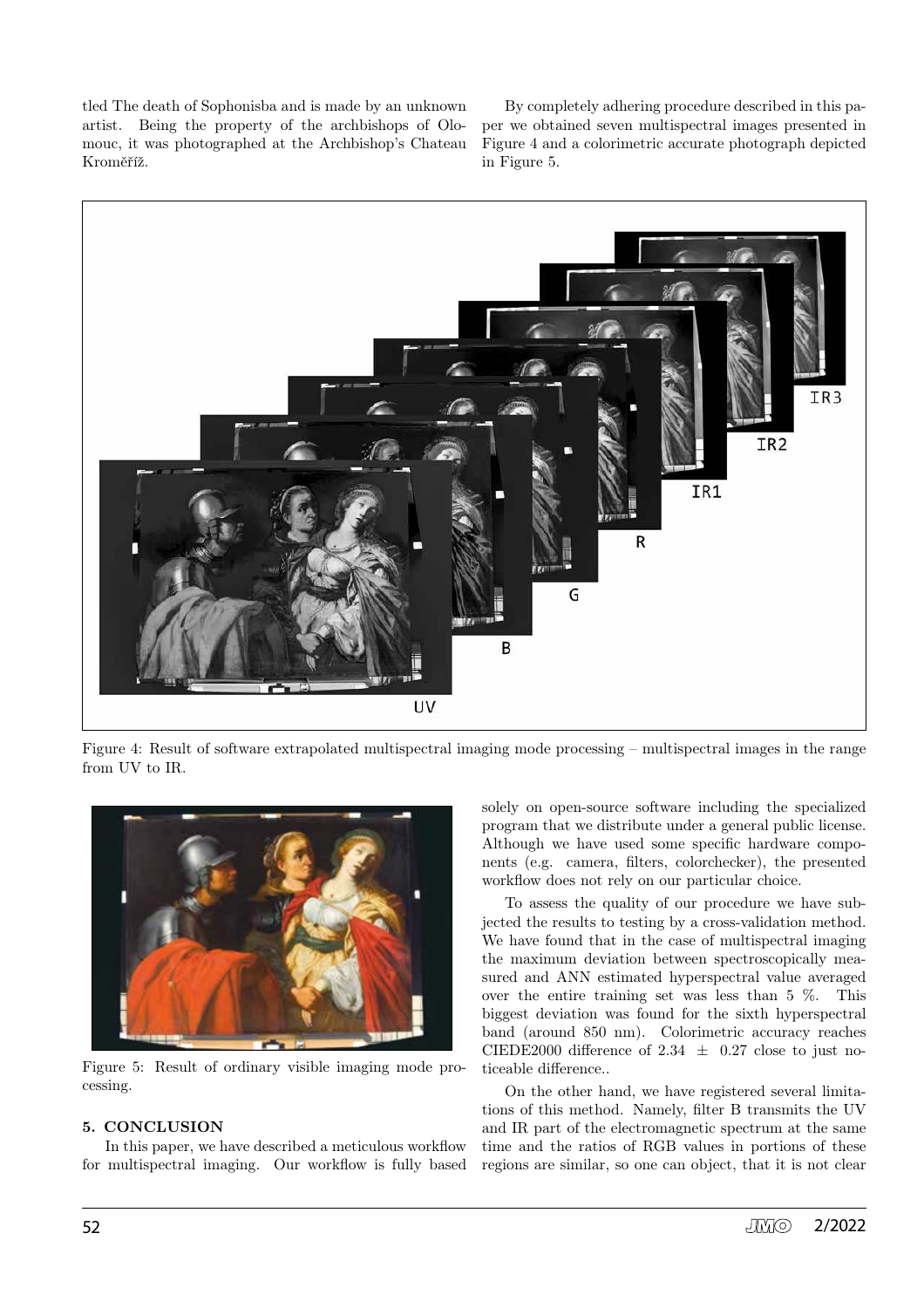tled The death of Sophonisba and is made by an unknown artist. Being the property of the archbishops of Olomouc, it was photographed at the Archbishop's Chateau Kroměříž.

By completely adhering procedure described in this paper we obtained seven multispectral images presented in Figure 4 and a colorimetric accurate photograph depicted in Figure 5.

Figure 4: Result of software extrapolated multispectral imaging mode processing – multispectral images in the range from UV to IR.

Figure 5: Result of ordinary visible imaging mode processing.

## 5. CONCLUSION

In this paper, we have described a meticulous workflow for multispectral imaging. Our workflow is fully based solely on open-source software including the specialized program that we distribute under a general public license. Although we have used some specific hardware components (e.g. camera, filters, colorchecker), the presented workflow does not rely on our particular choice.

To assess the quality of our procedure we have subjected the results to testing by a cross-validation method. We have found that in the case of multispectral imaging the maximum deviation between spectroscopically measured and ANN estimated hyperspectral value averaged over the entire training set was less than 5 %. This biggest deviation was found for the sixth hyperspectral band (around 850 nm). Colorimetric accuracy reaches CIEDE2000 difference of $2.34 \pm 0.27$ close to just noticeable difference..

On the other hand, we have registered several limitations of this method. Namely, filter B transmits the UV and IR part of the electromagnetic spectrum at the same time and the ratios of RGB values in portions of these regions are similar, so one can object, that it is not clear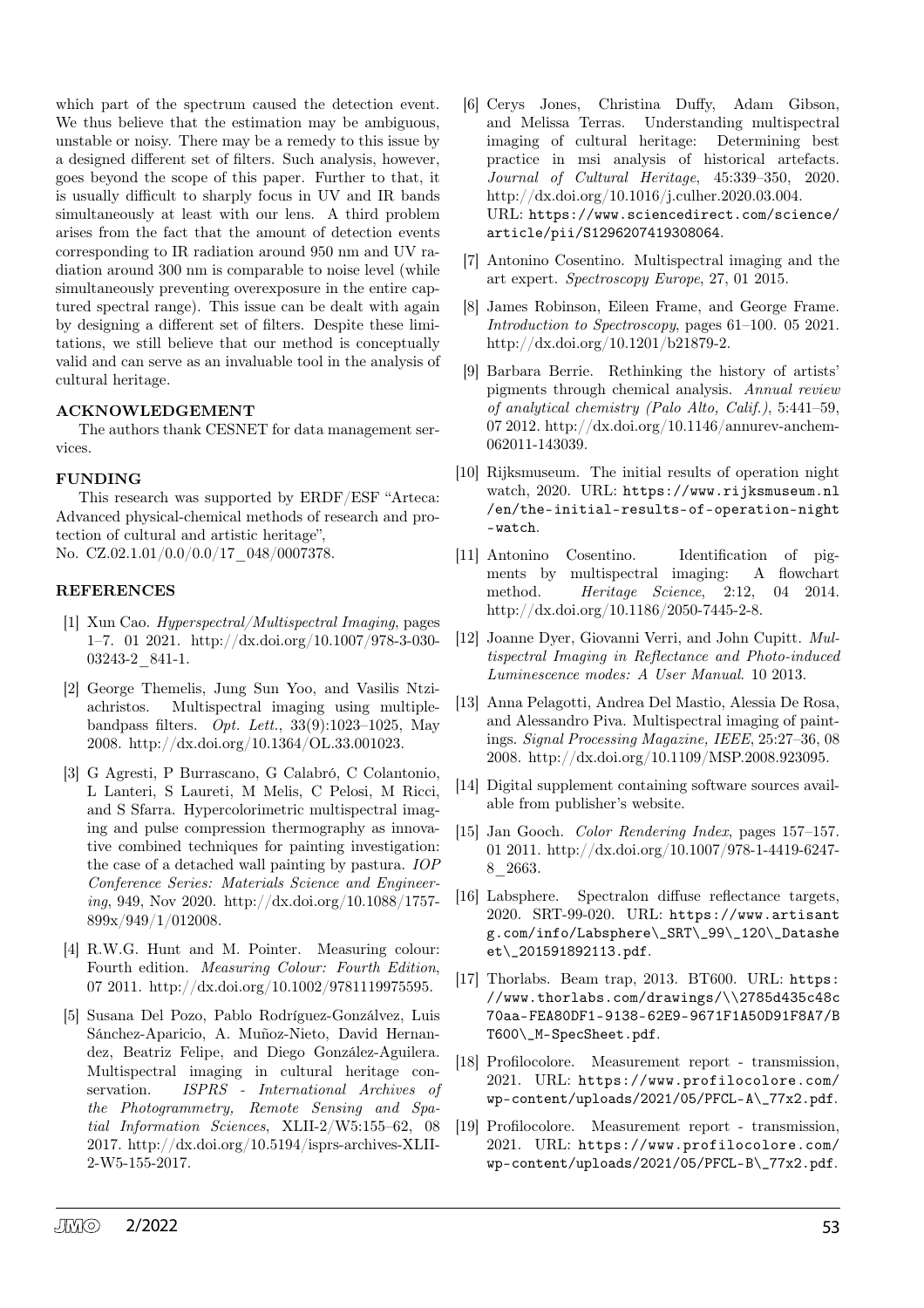which part of the spectrum caused the detection event. We thus believe that the estimation may be ambiguous, unstable or noisy. There may be a remedy to this issue by a designed different set of filters. Such analysis, however, goes beyond the scope of this paper. Further to that, it is usually difficult to sharply focus in UV and IR bands simultaneously at least with our lens. A third problem arises from the fact that the amount of detection events corresponding to IR radiation around 950 nm and UV radiation around 300 nm is comparable to noise level (while simultaneously preventing overexposure in the entire captured spectral range). This issue can be dealt with again by designing a different set of filters. Despite these limitations, we still believe that our method is conceptually valid and can serve as an invaluable tool in the analysis of cultural heritage.

## ACKNOWLEDGEMENT

The authors thank CESNET for data management services.

## FUNDING

This research was supported by ERDF/ESF "Arteca: Advanced physical-chemical methods of research and protection of cultural and artistic heritage",
No. CZ.02.1.01/0.0/0.0/17_048/0007378.

## REFERENCES

[1] Xun Cao. *Hyperspectral/Multispectral Imaging*, pages 1–7. 01 2021. http://dx.doi.org/10.1007/978-3-030-03243-2_841-1.

[2] George Themelis, Jung Sun Yoo, and Vasilis Ntziachristos. Multispectral imaging using multiple-bandpass filters. *Opt. Lett.*, 33(9):1023–1025, May 2008. http://dx.doi.org/10.1364/OL.33.001023.

[3] G Agresti, P Burrascano, G Calabró, C Colantonio, L Lanteri, S Laureti, M Melis, C Pelosi, M Ricci, and S Sfarra. Hypercolorimetric multispectral imaging and pulse compression thermography as innovative combined techniques for painting investigation: the case of a detached wall painting by pastura. *IOP Conference Series: Materials Science and Engineering*, 949, Nov 2020. http://dx.doi.org/10.1088/1757-899x/949/1/012008.

[4] R.W.G. Hunt and M. Pointer. Measuring colour: Fourth edition. *Measuring Colour: Fourth Edition*, 07 2011. http://dx.doi.org/10.1002/9781119975595.

[5] Susana Del Pozo, Pablo Rodríguez-Gonzálvez, Luis Sánchez-Aparicio, A. Muñoz-Nieto, David Hernandez, Beatriz Felipe, and Diego González-Aguilera. Multispectral imaging in cultural heritage conservation. *ISPRS - International Archives of the Photogrammetry, Remote Sensing and Spatial Information Sciences*, XLII-2/W5:155–62, 08 2017. http://dx.doi.org/10.5194/isprs-archives-XLII-2-W5-155-2017.

[6] Cerys Jones, Christina Duffy, Adam Gibson, and Melissa Terras. Understanding multispectral imaging of cultural heritage: Determining best practice in msi analysis of historical artefacts. *Journal of Cultural Heritage*, 45:339–350, 2020. http://dx.doi.org/10.1016/j.culher.2020.03.004. URL: https://www.sciencedirect.com/science/article/pii/S1296207419308064.

[7] Antonino Cosentino. Multispectral imaging and the art expert. *Spectroscopy Europe*, 27, 01 2015.

[8] James Robinson, Eileen Frame, and George Frame. *Introduction to Spectroscopy*, pages 61–100. 05 2021. http://dx.doi.org/10.1201/b21879-2.

[9] Barbara Berrie. Rethinking the history of artists' pigments through chemical analysis. *Annual review of analytical chemistry (Palo Alto, Calif.)*, 5:441–59, 07 2012. http://dx.doi.org/10.1146/annurev-anchem-062011-143039.

[10] Rijksmuseum. The initial results of operation night watch, 2020. URL: https://www.rijksmuseum.nl/en/the-initial-results-of-operation-night-watch.

[11] Antonino Cosentino. Identification of pigments by multispectral imaging: A flowchart method. *Heritage Science*, 2:12, 04 2014. http://dx.doi.org/10.1186/2050-7445-2-8.

[12] Joanne Dyer, Giovanni Verri, and John Cupitt. *Multispectral Imaging in Reflectance and Photo-induced Luminescence modes: A User Manual*. 10 2013.

[13] Anna Pelagotti, Andrea Del Mastio, Alessia De Rosa, and Alessandro Piva. Multispectral imaging of paintings. *Signal Processing Magazine, IEEE*, 25:27–36, 08 2008. http://dx.doi.org/10.1109/MSP.2008.923095.

[14] Digital supplement containing software sources available from publisher's website.

[15] Jan Gooch. *Color Rendering Index*, pages 157–157. 01 2011. http://dx.doi.org/10.1007/978-1-4419-6247-8_2663.

[16] Labsphere. Spectralon diffuse reflectance targets, 2020. SRT-99-020. URL: https://www.artisantg.com/info/Labsphere\_SRT\_99\_120\_Datasheet\_201591892113.pdf.

[17] Thorlabs. Beam trap, 2013. BT600. URL: https://www.thorlabs.com/drawings/\\2785d435c48c70aa-FEA80DF1-9138-62E9-9671F1A50D91F8A7/BT600\_M-SpecSheet.pdf.

[18] Profilocolore. Measurement report - transmission, 2021. URL: https://www.profilocolore.com/wp-content/uploads/2021/05/PFCL-A\_77x2.pdf.

[19] Profilocolore. Measurement report - transmission, 2021. URL: https://www.profilocolore.com/wp-content/uploads/2021/05/PFCL-B\_77x2.pdf.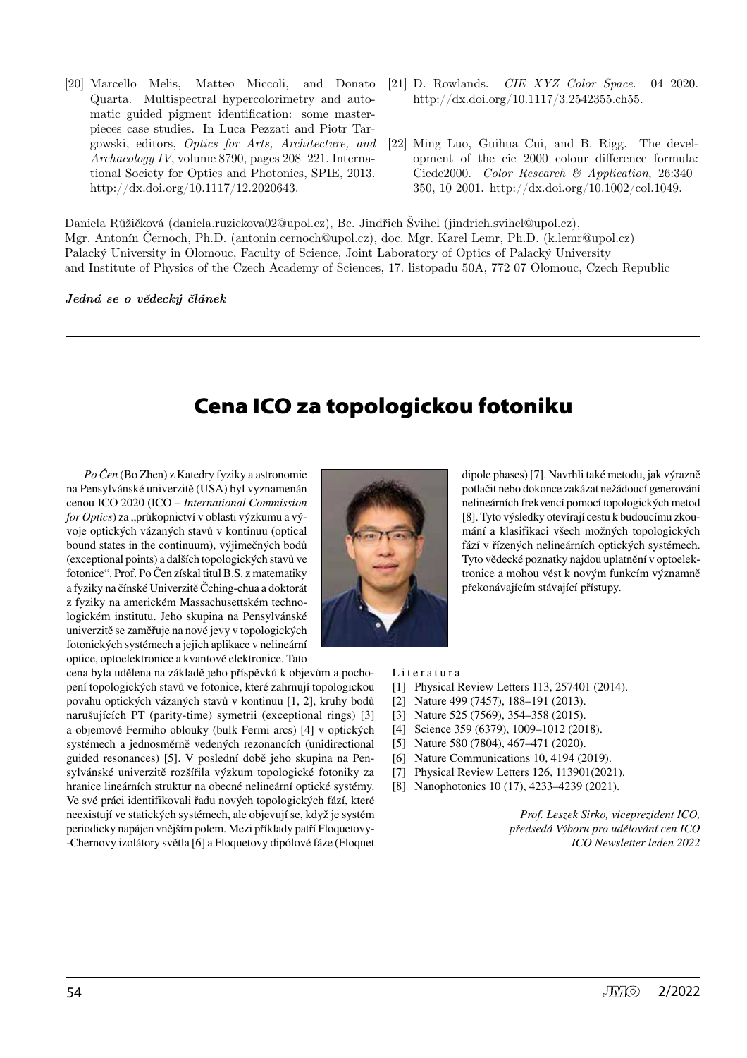[20] Marcello Melis, Matteo Miccoli, and Donato Quarta. Multispectral hypercolorimetry and automatic guided pigment identification: some masterpieces case studies. In Luca Pezzati and Piotr Targowski, editors, *Optics for Arts, Architecture, and Archaeology IV*, volume 8790, pages 208–221. International Society for Optics and Photonics, SPIE, 2013. http://dx.doi.org/10.1117/12.2020643.

[21] D. Rowlands. *CIE XYZ Color Space*. 04 2020. http://dx.doi.org/10.1117/3.2542355.ch55.

[22] Ming Luo, Guihua Cui, and B. Rigg. The development of the cie 2000 colour difference formula: Ciede2000. *Color Research & Application*, 26:340–350, 10 2001. http://dx.doi.org/10.1002/col.1049.

Daniela Růžičková (daniela.ruzickova02@upol.cz), Bc. Jindřich Švihel (jindrich.svihel@upol.cz), Mgr. Antonín Černoch, Ph.D. (antonin.cernoch@upol.cz), doc. Mgr. Karel Lemr, Ph.D. (k.lemr@upol.cz)
Palacký University in Olomouc, Faculty of Science, Joint Laboratory of Optics of Palacký University and Institute of Physics of the Czech Academy of Sciences, 17. listopadu 50A, 772 07 Olomouc, Czech Republic

***Jedná se o vědecký článek***

# Cena ICO za topologickou fotoniku

*Po Čen* (Bo Zhen) z Katedry fyziky a astronomie na Pensylvánské univerzitě (USA) byl vyznamenán cenou ICO 2020 (ICO – *International Commission for Optics*) za „průkopnictví v oblasti výzkumu a vývoje optických vázaných stavů v kontinuu (optical bound states in the continuum), výjimečných bodů (exceptional points) a dalších topologických stavů ve fotonice". Prof. Po Čen získal titul B.S. z matematiky a fyziky na čínské Univerzitě Čching-chua a doktorát z fyziky na americkém Massachusettském technologickém institutu. Jeho skupina na Pensylvánské univerzitě se zaměřuje na nové jevy v topologických fotonických systémech a jejich aplikace v nelineární optice, optoelektronice a kvantové elektronice. Tato cena byla udělena na základě jeho příspěvků k objevům a pochopení topologických stavů ve fotonice, které zahrnují topologickou povahu optických vázaných stavů v kontinuu [1, 2], kruhy bodů narušujících PT (parity-time) symetrii (exceptional rings) [3] a objemové Fermiho oblouky (bulk Fermi arcs) [4] v optických systémech a jednosměrně vedených rezonancích (unidirectional guided resonances) [5]. V poslední době jeho skupina na Pensylvánské univerzitě rozšířila výzkum topologické fotoniky za hranice lineárních struktur na obecné nelineární optické systémy. Ve své práci identifikovali řadu nových topologických fází, které neexistují ve statických systémech, ale objevují se, když je systém periodicky napájen vnějším polem. Mezi příklady patří Floquetovy-Chernovy izolátory světla [6] a Floquetovy dipólové fáze (Floquet dipole phases) [7]. Navrhli také metodu, jak výrazně potlačit nebo dokonce zakázat nežádoucí generování nelineárních frekvencí pomocí topologických metod [8]. Tyto výsledky otevírají cestu k budoucímu zkoumání a klasifikaci všech možných topologických fází v řízených nelineárních optických systémech. Tyto vědecké poznatky najdou uplatnění v optoelektronice a mohou vést k novým funkcím významně překonávajícím stávající přístupy.

Literatura

[1] Physical Review Letters 113, 257401 (2014).
[2] Nature 499 (7457), 188–191 (2013).
[3] Nature 525 (7569), 354–358 (2015).
[4] Science 359 (6379), 1009–1012 (2018).
[5] Nature 580 (7804), 467–471 (2020).
[6] Nature Communications 10, 4194 (2019).
[7] Physical Review Letters 126, 113901(2021).
[8] Nanophotonics 10 (17), 4233–4239 (2021).

*Prof. Leszek Sirko, viceprezident ICO,*
*předsedá Výboru pro udělování cen ICO*
*ICO Newsletter leden 2022*